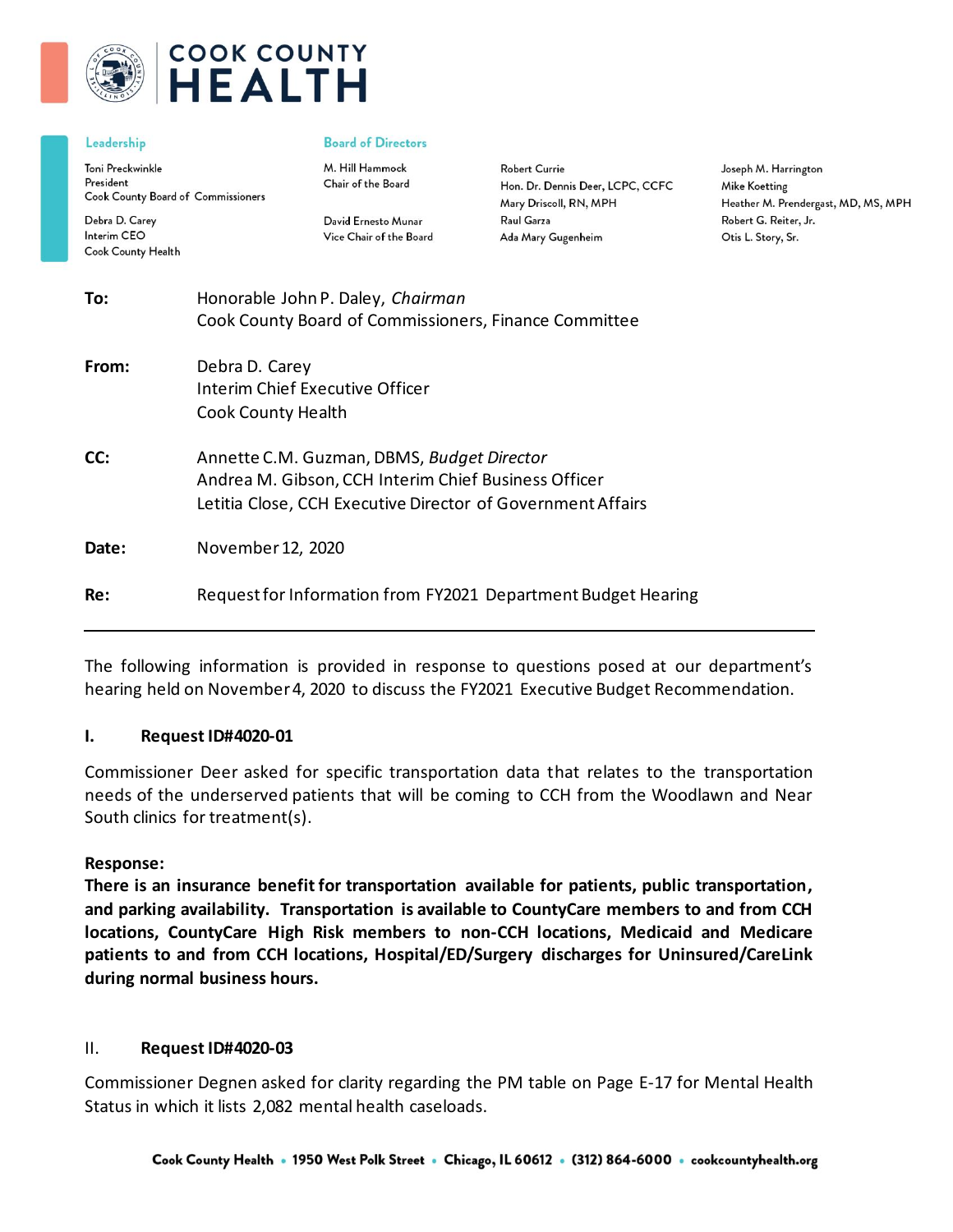# COOK COUNTY HEALTH

**Leadership**

Toni Preckwinkle
President
Cook County Board of Commissioners

Debra D. Carey
Interim CEO
Cook County Health

**Board of Directors**

M. Hill Hammock
Chair of the Board

David Ernesto Munar
Vice Chair of the Board

Robert Currie
Hon. Dr. Dennis Deer, LCPC, CCFC
Mary Driscoll, RN, MPH
Raul Garza
Ada Mary Gugenheim

Joseph M. Harrington
Mike Koetting
Heather M. Prendergast, MD, MS, MPH
Robert G. Reiter, Jr.
Otis L. Story, Sr.

| | |
|---|---|
| **To:** | Honorable John P. Daley, *Chairman*<br>Cook County Board of Commissioners, Finance Committee |
| **From:** | Debra D. Carey<br>Interim Chief Executive Officer<br>Cook County Health |
| **CC:** | Annette C.M. Guzman, DBMS, *Budget Director*<br>Andrea M. Gibson, CCH Interim Chief Business Officer<br>Letitia Close, CCH Executive Director of Government Affairs |
| **Date:** | November 12, 2020 |
| **Re:** | Request for Information from FY2021 Department Budget Hearing |

---

The following information is provided in response to questions posed at our department's hearing held on November 4, 2020 to discuss the FY2021 Executive Budget Recommendation.

## I. Request ID#4020-01

Commissioner Deer asked for specific transportation data that relates to the transportation needs of the underserved patients that will be coming to CCH from the Woodlawn and Near South clinics for treatment(s).

**Response:**

**There is an insurance benefit for transportation available for patients, public transportation, and parking availability. Transportation is available to CountyCare members to and from CCH locations, CountyCare High Risk members to non-CCH locations, Medicaid and Medicare patients to and from CCH locations, Hospital/ED/Surgery discharges for Uninsured/CareLink during normal business hours.**

## II. Request ID#4020-03

Commissioner Degnen asked for clarity regarding the PM table on Page E-17 for Mental Health Status in which it lists 2,082 mental health caseloads.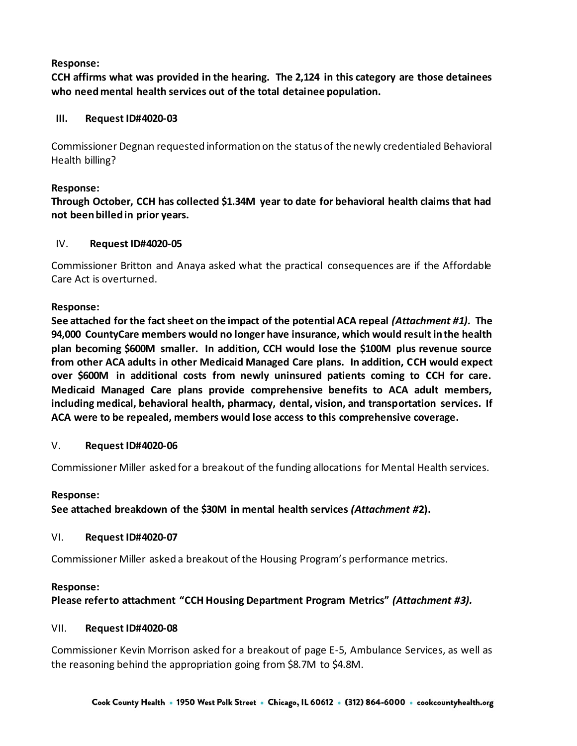**Response:**

**CCH affirms what was provided in the hearing. The 2,124 in this category are those detainees who need mental health services out of the total detainee population.**

## III. Request ID#4020-03

Commissioner Degnan requested information on the status of the newly credentialed Behavioral Health billing?

**Response:**

**Through October, CCH has collected $1.34M year to date for behavioral health claims that had not been billed in prior years.**

## IV. Request ID#4020-05

Commissioner Britton and Anaya asked what the practical consequences are if the Affordable Care Act is overturned.

**Response:**

**See attached for the fact sheet on the impact of the potential ACA repeal *(Attachment #1).* The 94,000 CountyCare members would no longer have insurance, which would result in the health plan becoming $600M smaller. In addition, CCH would lose the $100M plus revenue source from other ACA adults in other Medicaid Managed Care plans. In addition, CCH would expect over $600M in additional costs from newly uninsured patients coming to CCH for care. Medicaid Managed Care plans provide comprehensive benefits to ACA adult members, including medical, behavioral health, pharmacy, dental, vision, and transportation services. If ACA were to be repealed, members would lose access to this comprehensive coverage.**

## V. Request ID#4020-06

Commissioner Miller asked for a breakout of the funding allocations for Mental Health services.

**Response:**

**See attached breakdown of the $30M in mental health services *(Attachment #*2).**

## VI. Request ID#4020-07

Commissioner Miller asked a breakout of the Housing Program's performance metrics.

**Response:**

**Please refer to attachment "CCH Housing Department Program Metrics" *(Attachment #3).***

## VII. Request ID#4020-08

Commissioner Kevin Morrison asked for a breakout of page E-5, Ambulance Services, as well as the reasoning behind the appropriation going from $8.7M to $4.8M.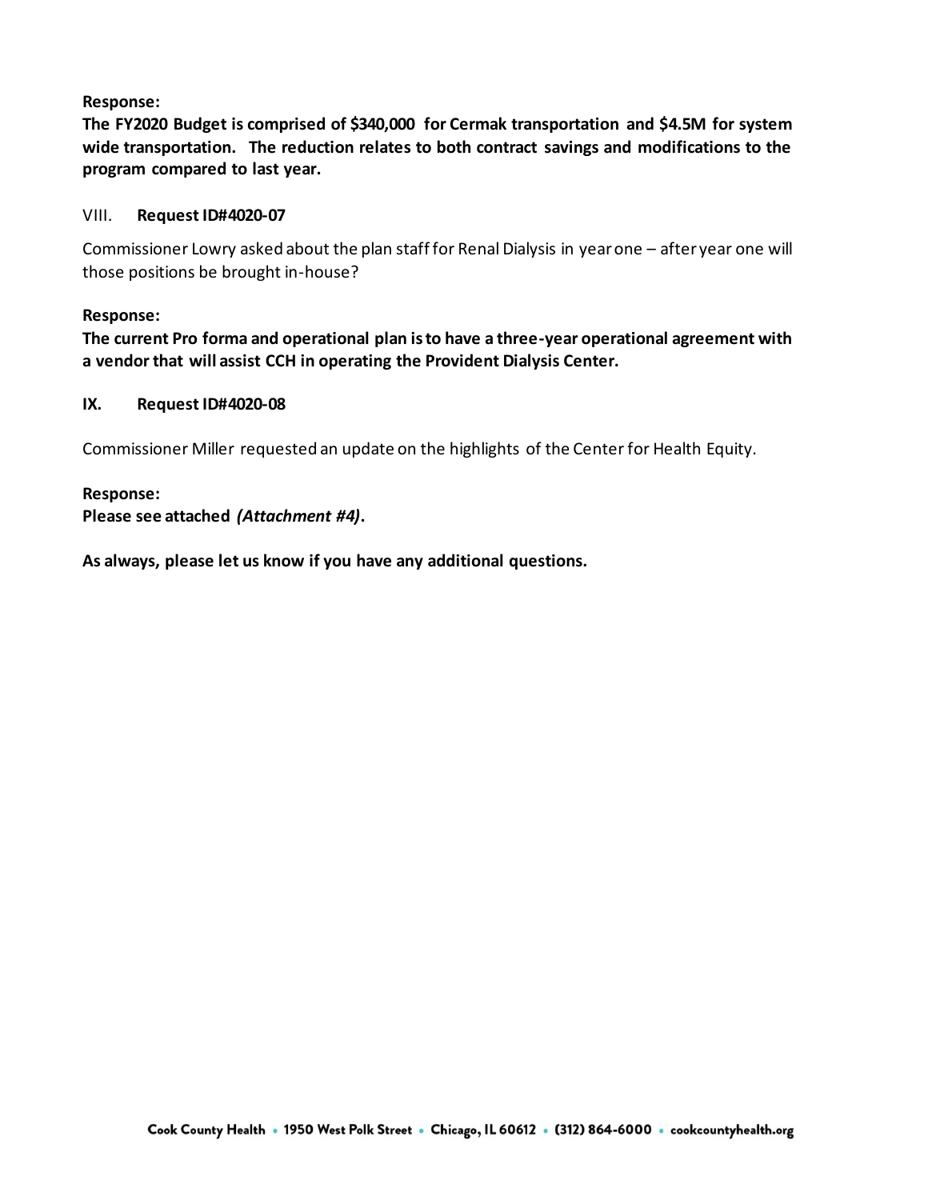**Response:**

**The FY2020 Budget is comprised of $340,000 for Cermak transportation and $4.5M for system wide transportation. The reduction relates to both contract savings and modifications to the program compared to last year.**

VIII. **Request ID#4020-07**

Commissioner Lowry asked about the plan staff for Renal Dialysis in year one – after year one will those positions be brought in-house?

**Response:**

**The current Pro forma and operational plan is to have a three-year operational agreement with a vendor that will assist CCH in operating the Provident Dialysis Center.**

**IX. Request ID#4020-08**

Commissioner Miller requested an update on the highlights of the Center for Health Equity.

**Response:**

**Please see attached *(Attachment #4)*.**

**As always, please let us know if you have any additional questions.**